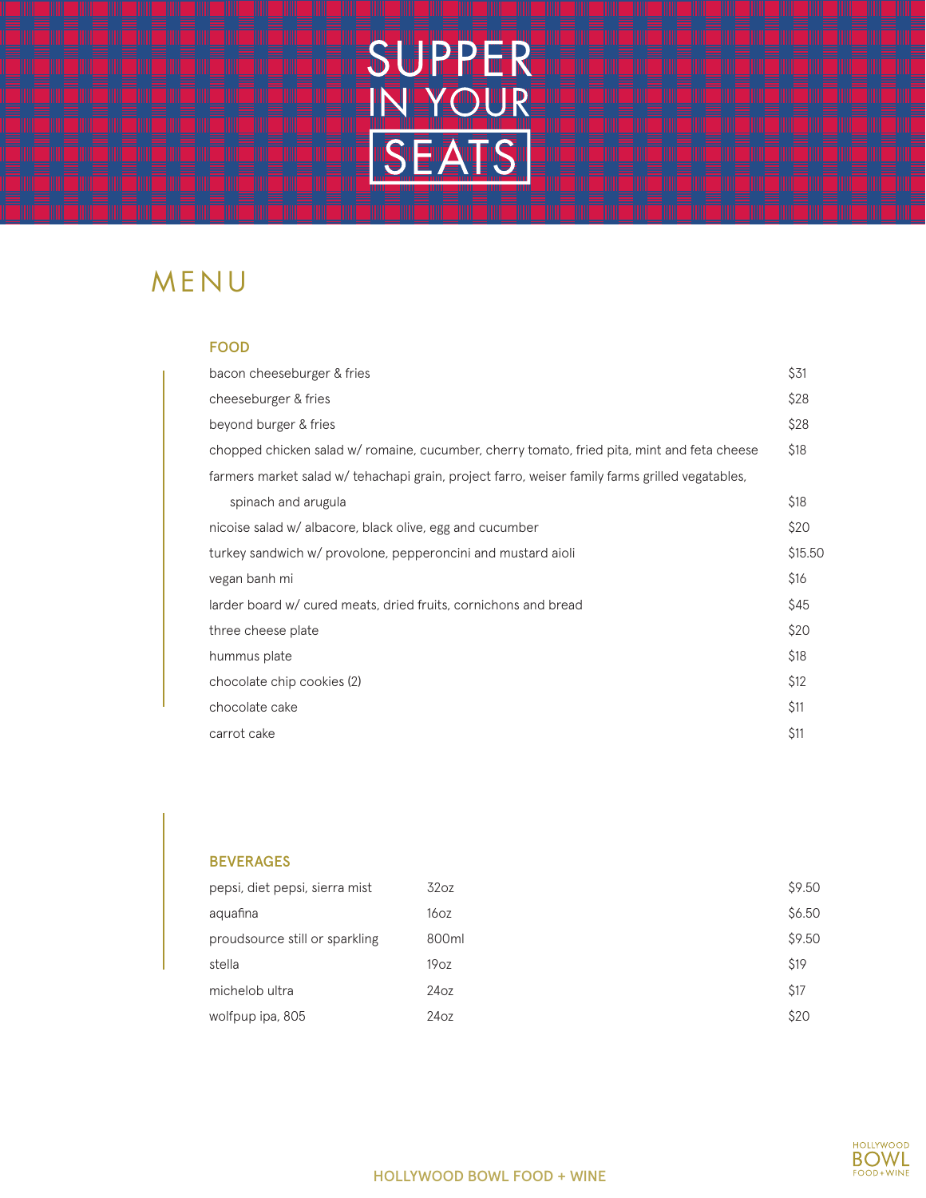# SUPPER IN YOUR SEATS

## MENU

### FOOD

| Item | Price |
|---|---|
| bacon cheeseburger & fries | $31 |
| cheeseburger & fries | $28 |
| beyond burger & fries | $28 |
| chopped chicken salad w/ romaine, cucumber, cherry tomato, fried pita, mint and feta cheese | $18 |
| farmers market salad w/ tehachapi grain, project farro, weiser family farms grilled vegatables, spinach and arugula | $18 |
| nicoise salad w/ albacore, black olive, egg and cucumber | $20 |
| turkey sandwich w/ provolone, pepperoncini and mustard aioli | $15.50 |
| vegan banh mi | $16 |
| larder board w/ cured meats, dried fruits, cornichons and bread | $45 |
| three cheese plate | $20 |
| hummus plate | $18 |
| chocolate chip cookies (2) | $12 |
| chocolate cake | $11 |
| carrot cake | $11 |

### BEVERAGES

| Item | Size | Price |
|---|---|---|
| pepsi, diet pepsi, sierra mist | 32oz | $9.50 |
| aquafina | 16oz | $6.50 |
| proudsource still or sparkling | 800ml | $9.50 |
| stella | 19oz | $19 |
| michelob ultra | 24oz | $17 |
| wolfpup ipa, 805 | 24oz | $20 |

HOLLYWOOD BOWL FOOD + WINE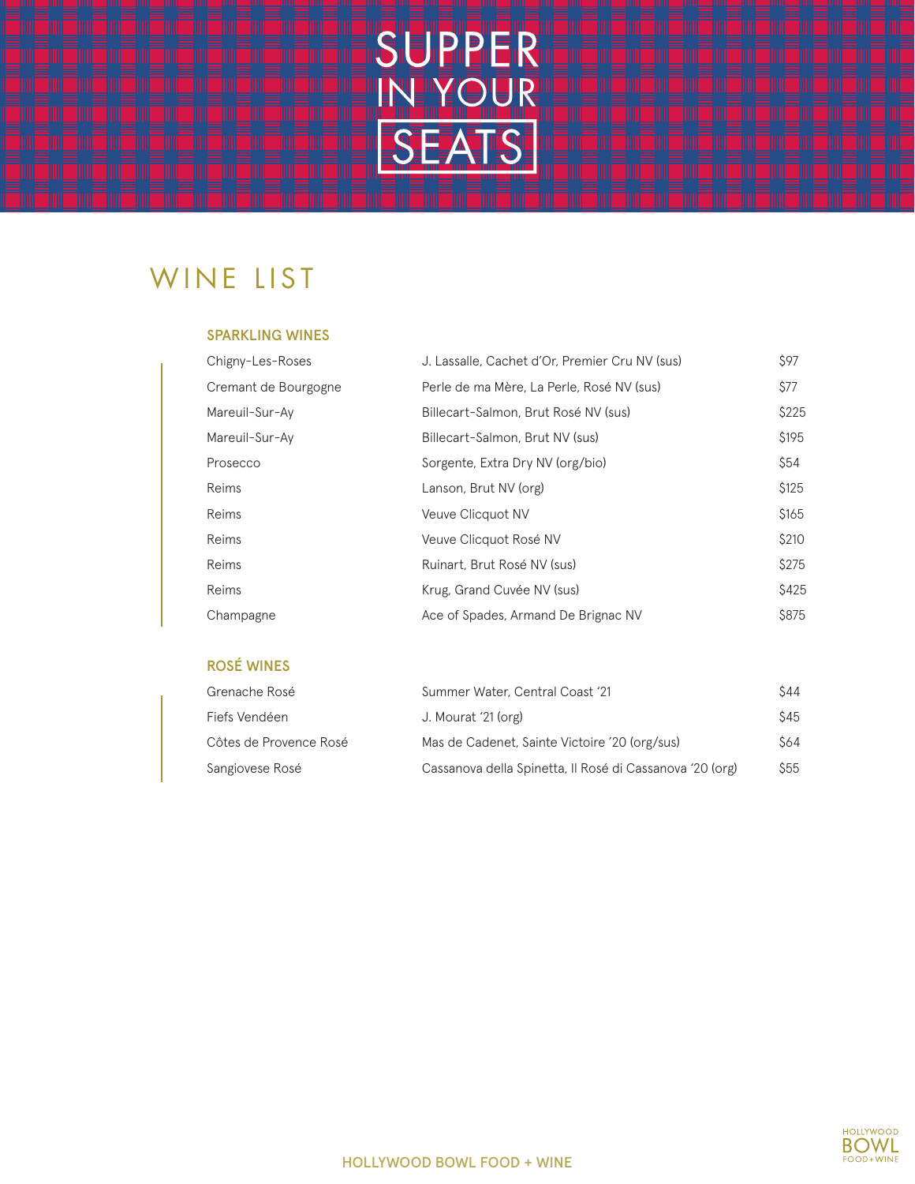# SUPPER IN YOUR SEATS

## WINE LIST

### SPARKLING WINES

| | | |
|---|---|---|
| Chigny-Les-Roses | J. Lassalle, Cachet d'Or, Premier Cru NV (sus) | $97 |
| Cremant de Bourgogne | Perle de ma Mère, La Perle, Rosé NV (sus) | $77 |
| Mareuil-Sur-Ay | Billecart-Salmon, Brut Rosé NV (sus) | $225 |
| Mareuil-Sur-Ay | Billecart-Salmon, Brut NV (sus) | $195 |
| Prosecco | Sorgente, Extra Dry NV (org/bio) | $54 |
| Reims | Lanson, Brut NV (org) | $125 |
| Reims | Veuve Clicquot NV | $165 |
| Reims | Veuve Clicquot Rosé NV | $210 |
| Reims | Ruinart, Brut Rosé NV (sus) | $275 |
| Reims | Krug, Grand Cuvée NV (sus) | $425 |
| Champagne | Ace of Spades, Armand De Brignac NV | $875 |

### ROSÉ WINES

| | | |
|---|---|---|
| Grenache Rosé | Summer Water, Central Coast '21 | $44 |
| Fiefs Vendéen | J. Mourat '21 (org) | $45 |
| Côtes de Provence Rosé | Mas de Cadenet, Sainte Victoire '20 (org/sus) | $64 |
| Sangiovese Rosé | Cassanova della Spinetta, Il Rosé di Cassanova '20 (org) | $55 |

HOLLYWOOD BOWL FOOD + WINE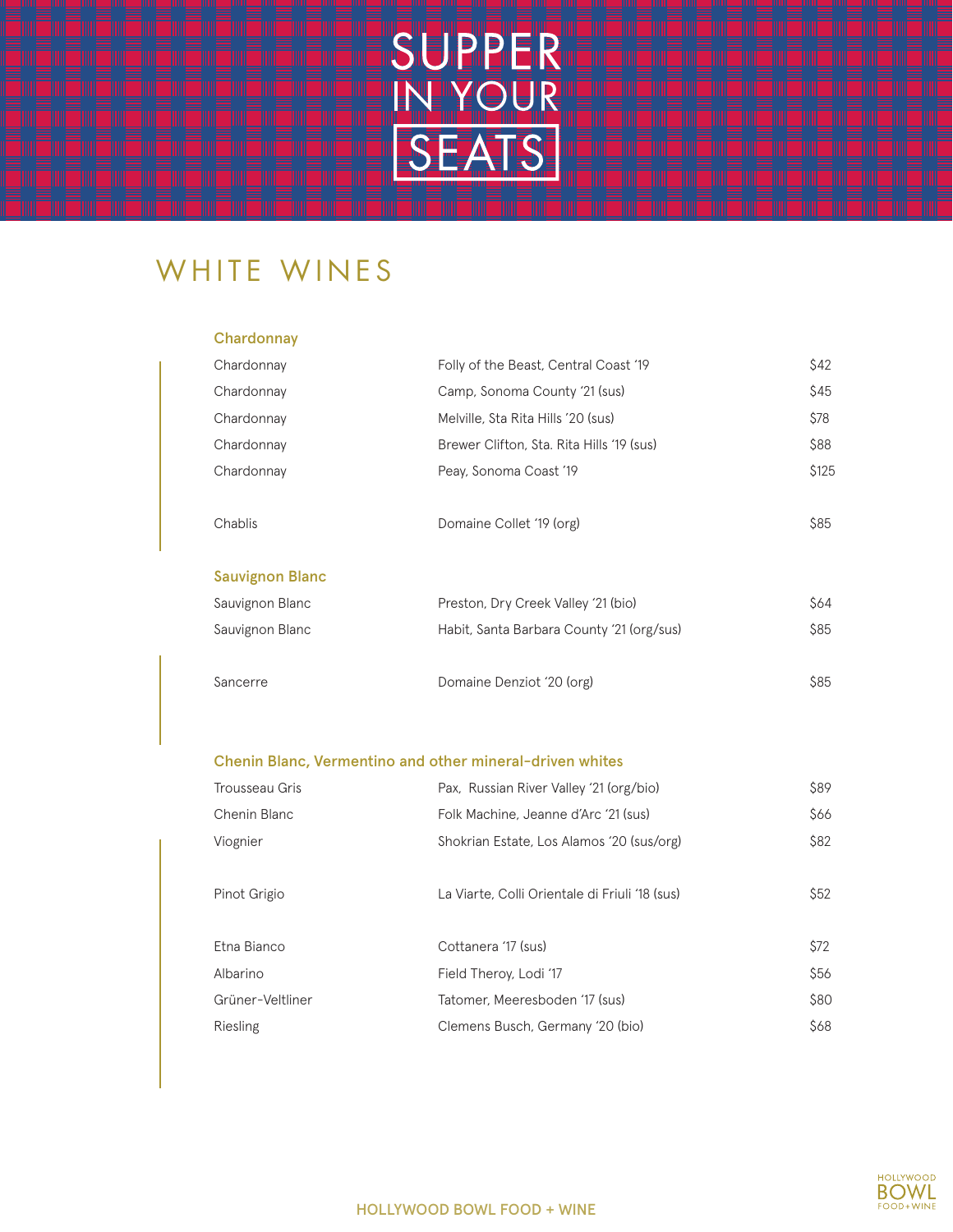# SUPPER IN YOUR SEATS

## WHITE WINES

### Chardonnay

| | | |
|---|---|---|
| Chardonnay | Folly of the Beast, Central Coast '19 | $42 |
| Chardonnay | Camp, Sonoma County '21 (sus) | $45 |
| Chardonnay | Melville, Sta Rita Hills '20 (sus) | $78 |
| Chardonnay | Brewer Clifton, Sta. Rita Hills '19 (sus) | $88 |
| Chardonnay | Peay, Sonoma Coast '19 | $125 |
| Chablis | Domaine Collet '19 (org) | $85 |

### Sauvignon Blanc

| | | |
|---|---|---|
| Sauvignon Blanc | Preston, Dry Creek Valley '21 (bio) | $64 |
| Sauvignon Blanc | Habit, Santa Barbara County '21 (org/sus) | $85 |
| Sancerre | Domaine Denziot '20 (org) | $85 |

### Chenin Blanc, Vermentino and other mineral-driven whites

| | | |
|---|---|---|
| Trousseau Gris | Pax, Russian River Valley '21 (org/bio) | $89 |
| Chenin Blanc | Folk Machine, Jeanne d'Arc '21 (sus) | $66 |
| Viognier | Shokrian Estate, Los Alamos '20 (sus/org) | $82 |
| Pinot Grigio | La Viarte, Colli Orientale di Friuli '18 (sus) | $52 |
| Etna Bianco | Cottanera '17 (sus) | $72 |
| Albarino | Field Theroy, Lodi '17 | $56 |
| Grüner-Veltliner | Tatomer, Meeresboden '17 (sus) | $80 |
| Riesling | Clemens Busch, Germany '20 (bio) | $68 |

HOLLYWOOD BOWL FOOD + WINE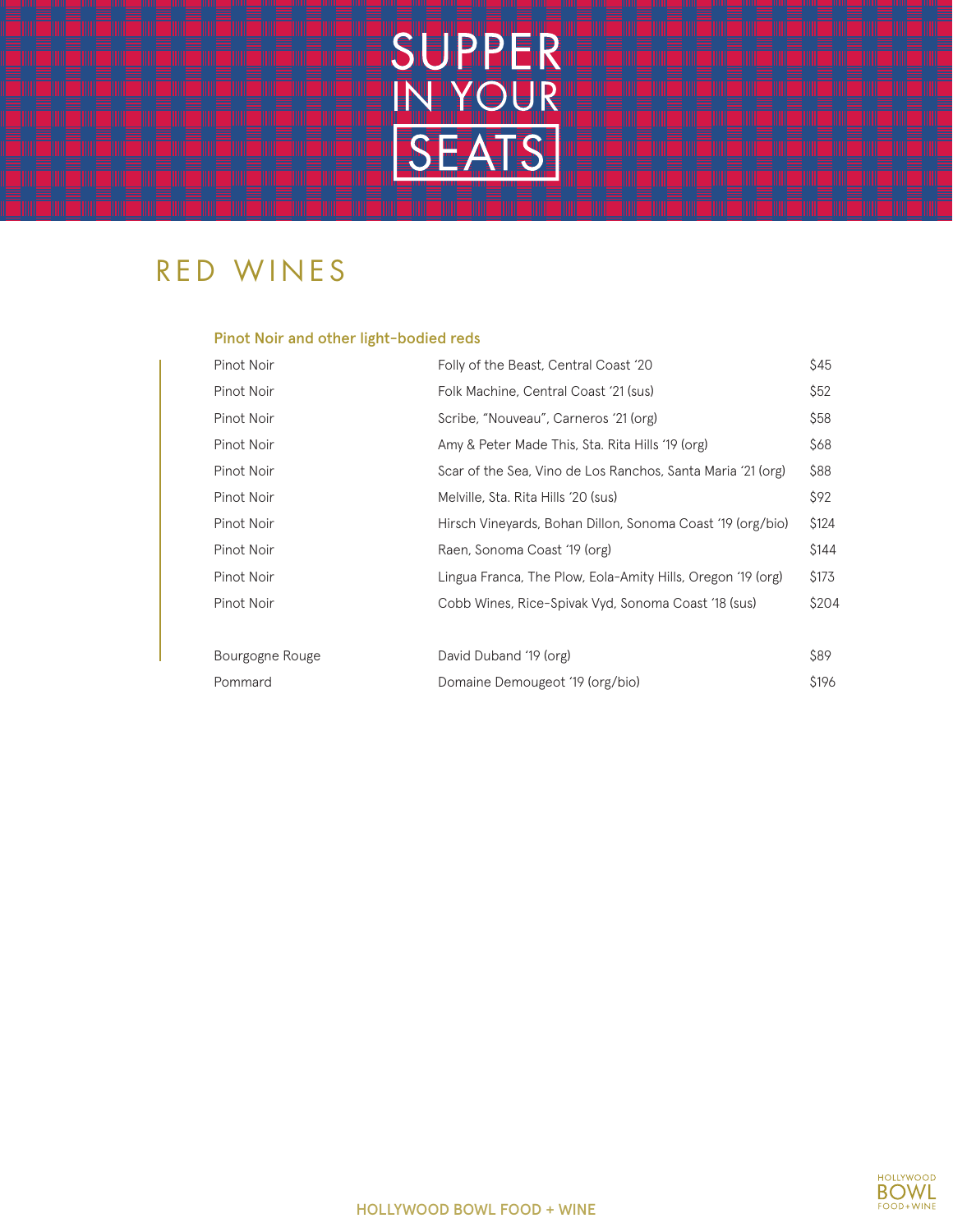# SUPPER IN YOUR SEATS

## RED WINES

### Pinot Noir and other light-bodied reds

| | | |
|---|---|---|
| Pinot Noir | Folly of the Beast, Central Coast '20 | $45 |
| Pinot Noir | Folk Machine, Central Coast '21 (sus) | $52 |
| Pinot Noir | Scribe, "Nouveau", Carneros '21 (org) | $58 |
| Pinot Noir | Amy & Peter Made This, Sta. Rita Hills '19 (org) | $68 |
| Pinot Noir | Scar of the Sea, Vino de Los Ranchos, Santa Maria '21 (org) | $88 |
| Pinot Noir | Melville, Sta. Rita Hills '20 (sus) | $92 |
| Pinot Noir | Hirsch Vineyards, Bohan Dillon, Sonoma Coast '19 (org/bio) | $124 |
| Pinot Noir | Raen, Sonoma Coast '19 (org) | $144 |
| Pinot Noir | Lingua Franca, The Plow, Eola-Amity Hills, Oregon '19 (org) | $173 |
| Pinot Noir | Cobb Wines, Rice-Spivak Vyd, Sonoma Coast '18 (sus) | $204 |
| Bourgogne Rouge | David Duband '19 (org) | $89 |
| Pommard | Domaine Demougeot '19 (org/bio) | $196 |

HOLLYWOOD BOWL FOOD + WINE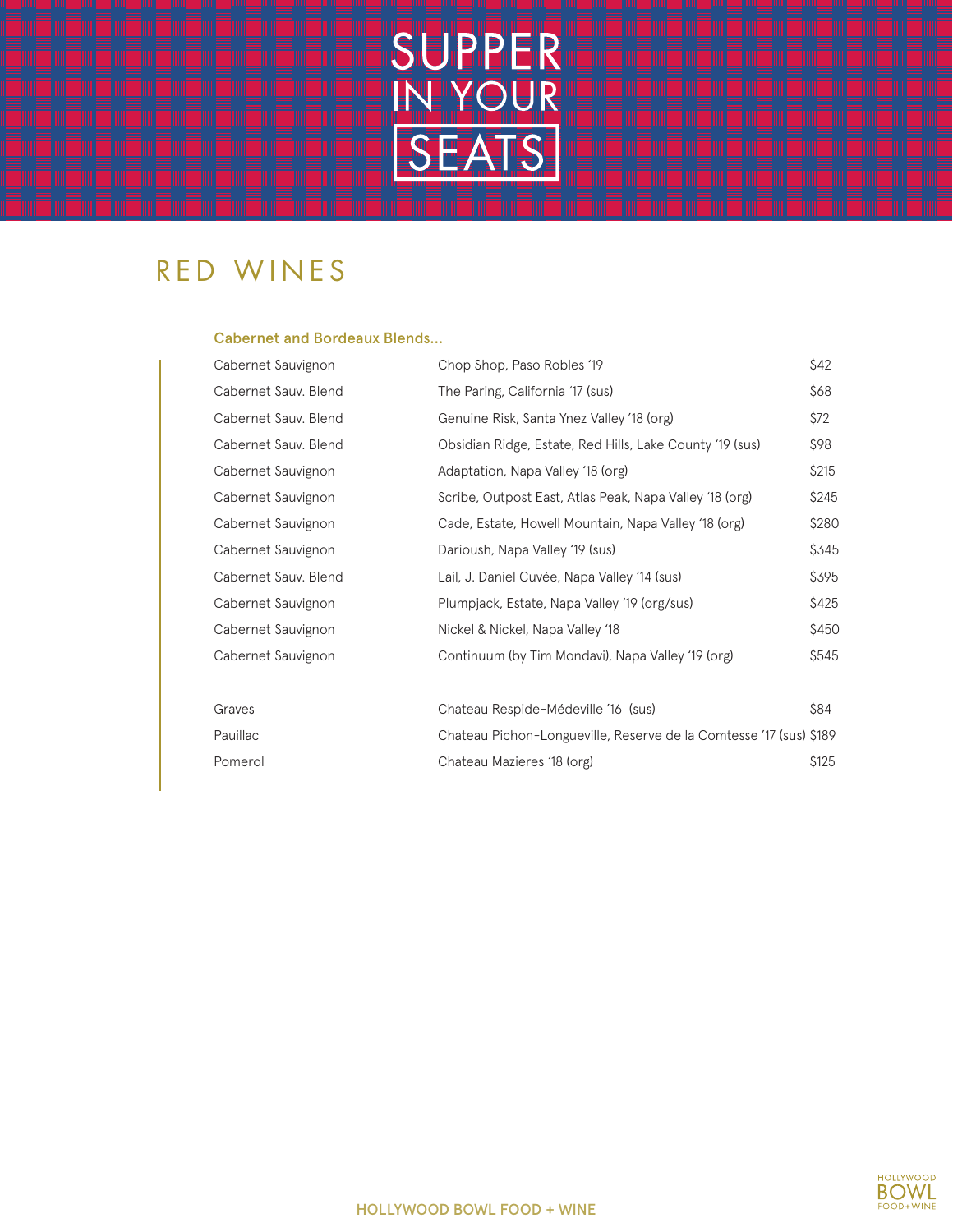# SUPPER IN YOUR SEATS

## RED WINES

### Cabernet and Bordeaux Blends...

| | | |
|---|---|---|
| Cabernet Sauvignon | Chop Shop, Paso Robles '19 | $42 |
| Cabernet Sauv. Blend | The Paring, California '17 (sus) | $68 |
| Cabernet Sauv. Blend | Genuine Risk, Santa Ynez Valley '18 (org) | $72 |
| Cabernet Sauv. Blend | Obsidian Ridge, Estate, Red Hills, Lake County '19 (sus) | $98 |
| Cabernet Sauvignon | Adaptation, Napa Valley '18 (org) | $215 |
| Cabernet Sauvignon | Scribe, Outpost East, Atlas Peak, Napa Valley '18 (org) | $245 |
| Cabernet Sauvignon | Cade, Estate, Howell Mountain, Napa Valley '18 (org) | $280 |
| Cabernet Sauvignon | Darioush, Napa Valley '19 (sus) | $345 |
| Cabernet Sauv. Blend | Lail, J. Daniel Cuvée, Napa Valley '14 (sus) | $395 |
| Cabernet Sauvignon | Plumpjack, Estate, Napa Valley '19 (org/sus) | $425 |
| Cabernet Sauvignon | Nickel & Nickel, Napa Valley '18 | $450 |
| Cabernet Sauvignon | Continuum (by Tim Mondavi), Napa Valley '19 (org) | $545 |
| | | |
| Graves | Chateau Respide-Médeville '16 (sus) | $84 |
| Pauillac | Chateau Pichon-Longueville, Reserve de la Comtesse '17 (sus) | $189 |
| Pomerol | Chateau Mazieres '18 (org) | $125 |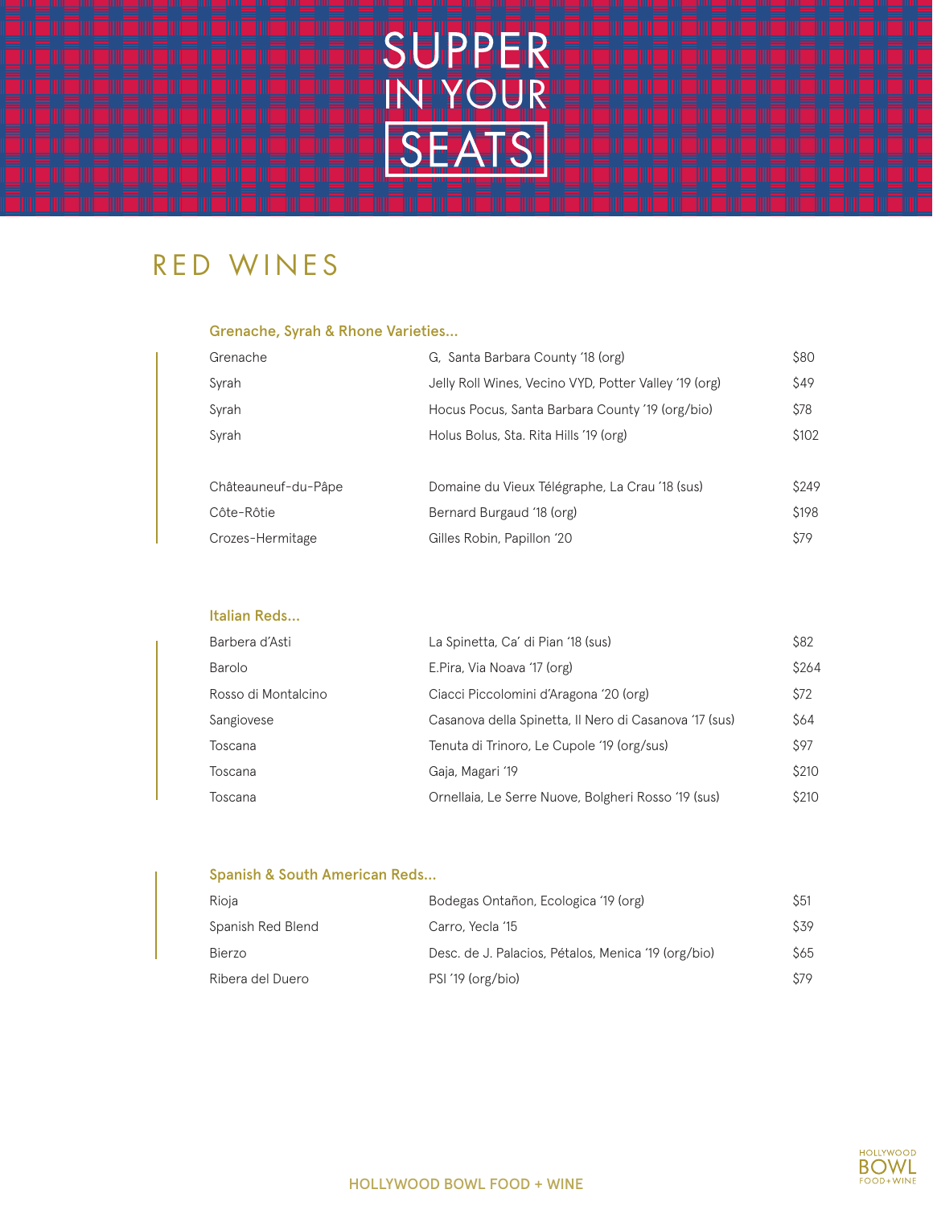# SUPPER IN YOUR SEATS

## RED WINES

### Grenache, Syrah & Rhone Varieties...

| | | |
|---|---|---|
| Grenache | G, Santa Barbara County '18 (org) | $80 |
| Syrah | Jelly Roll Wines, Vecino VYD, Potter Valley '19 (org) | $49 |
| Syrah | Hocus Pocus, Santa Barbara County '19 (org/bio) | $78 |
| Syrah | Holus Bolus, Sta. Rita Hills '19 (org) | $102 |
| Châteauneuf-du-Pâpe | Domaine du Vieux Télégraphe, La Crau '18 (sus) | $249 |
| Côte-Rôtie | Bernard Burgaud '18 (org) | $198 |
| Crozes-Hermitage | Gilles Robin, Papillon '20 | $79 |

### Italian Reds...

| | | |
|---|---|---|
| Barbera d'Asti | La Spinetta, Ca' di Pian '18 (sus) | $82 |
| Barolo | E.Pira, Via Noava '17 (org) | $264 |
| Rosso di Montalcino | Ciacci Piccolomini d'Aragona '20 (org) | $72 |
| Sangiovese | Casanova della Spinetta, Il Nero di Casanova '17 (sus) | $64 |
| Toscana | Tenuta di Trinoro, Le Cupole '19 (org/sus) | $97 |
| Toscana | Gaja, Magari '19 | $210 |
| Toscana | Ornellaia, Le Serre Nuove, Bolgheri Rosso '19 (sus) | $210 |

### Spanish & South American Reds...

| | | |
|---|---|---|
| Rioja | Bodegas Ontañon, Ecologica '19 (org) | $51 |
| Spanish Red Blend | Carro, Yecla '15 | $39 |
| Bierzo | Desc. de J. Palacios, Pétalos, Menica '19 (org/bio) | $65 |
| Ribera del Duero | PSI '19 (org/bio) | $79 |

HOLLYWOOD BOWL FOOD + WINE